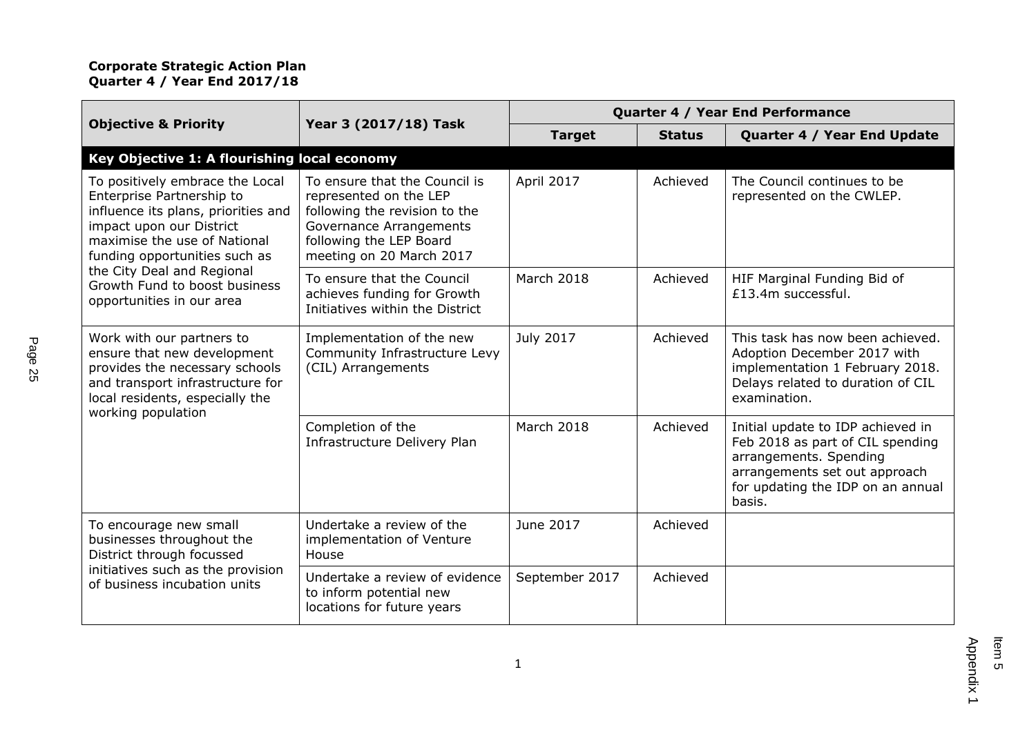**Corporate Strategic Action Plan**
**Quarter 4 / Year End 2017/18**

| Objective & Priority | Year 3 (2017/18) Task | Quarter 4 / Year End Performance | | |
|---|---|---|---|---|
| | | **Target** | **Status** | **Quarter 4 / Year End Update** |
| **Key Objective 1: A flourishing local economy** | | | | |
| To positively embrace the Local Enterprise Partnership to influence its plans, priorities and impact upon our District maximise the use of National funding opportunities such as the City Deal and Regional Growth Fund to boost business opportunities in our area | To ensure that the Council is represented on the LEP following the revision to the Governance Arrangements following the LEP Board meeting on 20 March 2017 | April 2017 | Achieved | The Council continues to be represented on the CWLEP. |
| | To ensure that the Council achieves funding for Growth Initiatives within the District | March 2018 | Achieved | HIF Marginal Funding Bid of £13.4m successful. |
| Work with our partners to ensure that new development provides the necessary schools and transport infrastructure for local residents, especially the working population | Implementation of the new Community Infrastructure Levy (CIL) Arrangements | July 2017 | Achieved | This task has now been achieved. Adoption December 2017 with implementation 1 February 2018. Delays related to duration of CIL examination. |
| | Completion of the Infrastructure Delivery Plan | March 2018 | Achieved | Initial update to IDP achieved in Feb 2018 as part of CIL spending arrangements. Spending arrangements set out approach for updating the IDP on an annual basis. |
| To encourage new small businesses throughout the District through focussed initiatives such as the provision of business incubation units | Undertake a review of the implementation of Venture House | June 2017 | Achieved | |
| | Undertake a review of evidence to inform potential new locations for future years | September 2017 | Achieved | |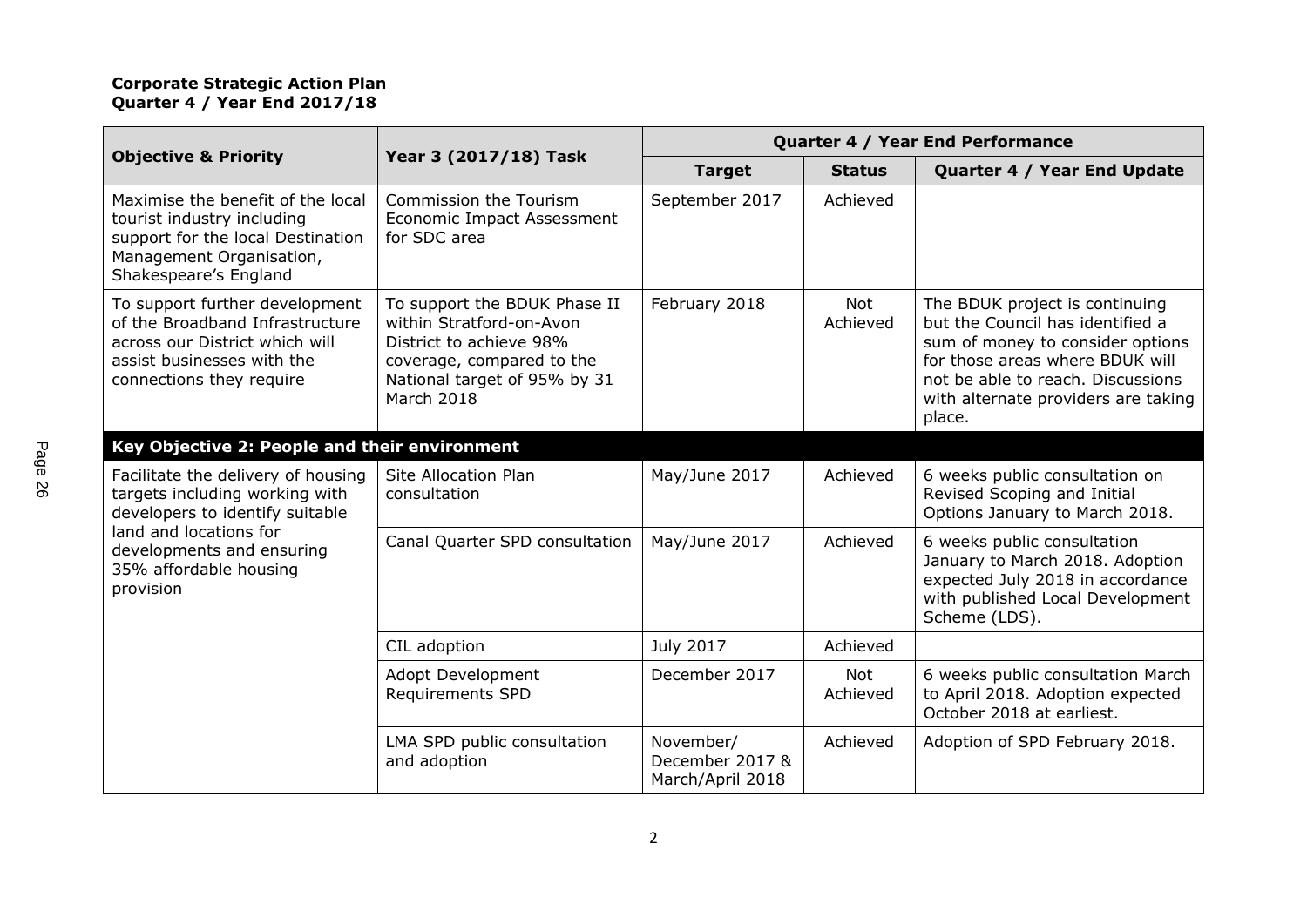**Corporate Strategic Action Plan**
**Quarter 4 / Year End 2017/18**

| Objective & Priority | Year 3 (2017/18) Task | Quarter 4 / Year End Performance | | |
|---|---|---|---|---|
| | | **Target** | **Status** | **Quarter 4 / Year End Update** |
| Maximise the benefit of the local tourist industry including support for the local Destination Management Organisation, Shakespeare's England | Commission the Tourism Economic Impact Assessment for SDC area | September 2017 | Achieved | |
| To support further development of the Broadband Infrastructure across our District which will assist businesses with the connections they require | To support the BDUK Phase II within Stratford-on-Avon District to achieve 98% coverage, compared to the National target of 95% by 31 March 2018 | February 2018 | Not Achieved | The BDUK project is continuing but the Council has identified a sum of money to consider options for those areas where BDUK will not be able to reach. Discussions with alternate providers are taking place. |
| **Key Objective 2: People and their environment** | | | | |
| Facilitate the delivery of housing targets including working with developers to identify suitable land and locations for developments and ensuring 35% affordable housing provision | Site Allocation Plan consultation | May/June 2017 | Achieved | 6 weeks public consultation on Revised Scoping and Initial Options January to March 2018. |
| | Canal Quarter SPD consultation | May/June 2017 | Achieved | 6 weeks public consultation January to March 2018. Adoption expected July 2018 in accordance with published Local Development Scheme (LDS). |
| | CIL adoption | July 2017 | Achieved | |
| | Adopt Development Requirements SPD | December 2017 | Not Achieved | 6 weeks public consultation March to April 2018. Adoption expected October 2018 at earliest. |
| | LMA SPD public consultation and adoption | November/ December 2017 & March/April 2018 | Achieved | Adoption of SPD February 2018. |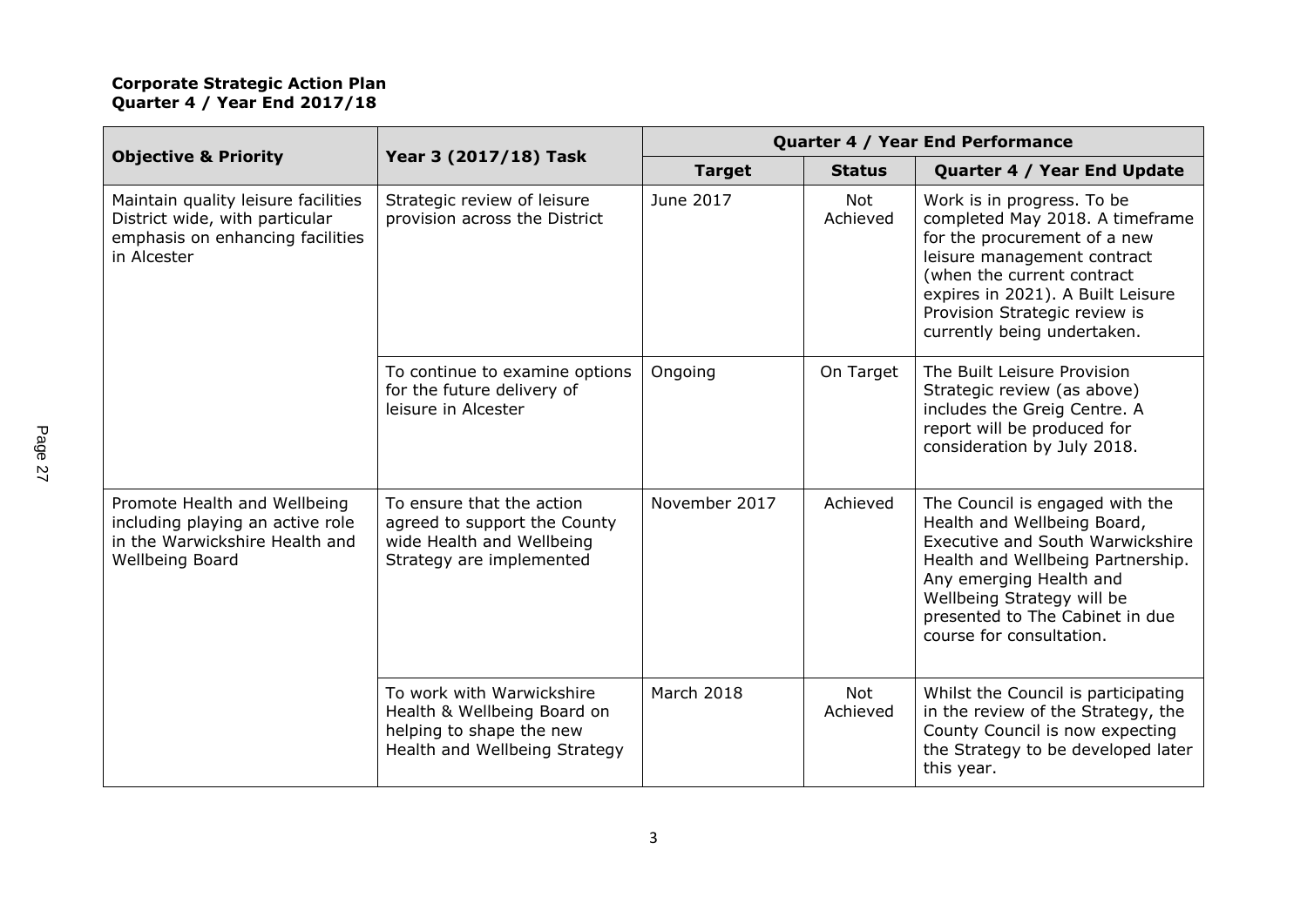**Corporate Strategic Action Plan**
**Quarter 4 / Year End 2017/18**

| Objective & Priority | Year 3 (2017/18) Task | Quarter 4 / Year End Performance | | |
|---|---|---|---|---|
| | | **Target** | **Status** | **Quarter 4 / Year End Update** |
| Maintain quality leisure facilities District wide, with particular emphasis on enhancing facilities in Alcester | Strategic review of leisure provision across the District | June 2017 | Not Achieved | Work is in progress. To be completed May 2018. A timeframe for the procurement of a new leisure management contract (when the current contract expires in 2021). A Built Leisure Provision Strategic review is currently being undertaken. |
| | To continue to examine options for the future delivery of leisure in Alcester | Ongoing | On Target | The Built Leisure Provision Strategic review (as above) includes the Greig Centre. A report will be produced for consideration by July 2018. |
| Promote Health and Wellbeing including playing an active role in the Warwickshire Health and Wellbeing Board | To ensure that the action agreed to support the County wide Health and Wellbeing Strategy are implemented | November 2017 | Achieved | The Council is engaged with the Health and Wellbeing Board, Executive and South Warwickshire Health and Wellbeing Partnership. Any emerging Health and Wellbeing Strategy will be presented to The Cabinet in due course for consultation. |
| | To work with Warwickshire Health & Wellbeing Board on helping to shape the new Health and Wellbeing Strategy | March 2018 | Not Achieved | Whilst the Council is participating in the review of the Strategy, the County Council is now expecting the Strategy to be developed later this year. |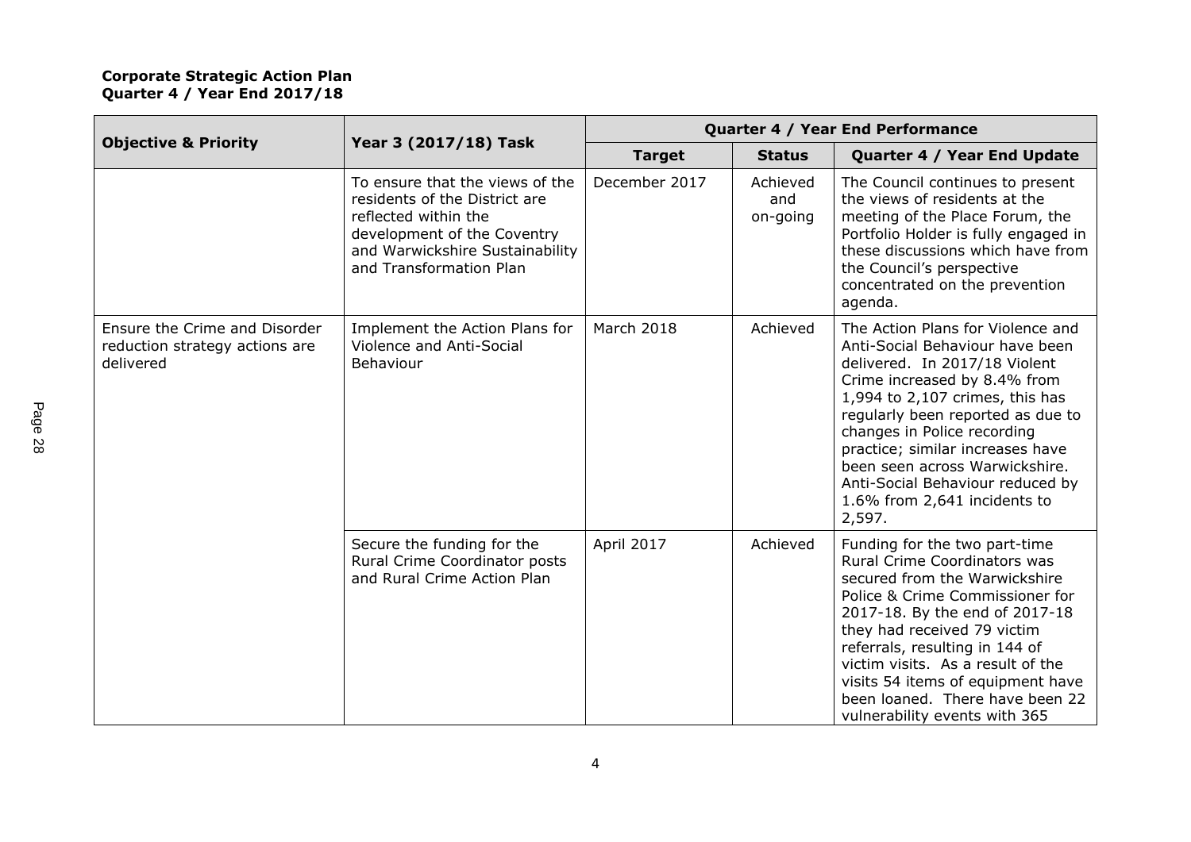**Corporate Strategic Action Plan**
**Quarter 4 / Year End 2017/18**

| Objective & Priority | Year 3 (2017/18) Task | Quarter 4 / Year End Performance | | |
|---|---|---|---|---|
| | | **Target** | **Status** | **Quarter 4 / Year End Update** |
| | To ensure that the views of the residents of the District are reflected within the development of the Coventry and Warwickshire Sustainability and Transformation Plan | December 2017 | Achieved and on-going | The Council continues to present the views of residents at the meeting of the Place Forum, the Portfolio Holder is fully engaged in these discussions which have from the Council's perspective concentrated on the prevention agenda. |
| Ensure the Crime and Disorder reduction strategy actions are delivered | Implement the Action Plans for Violence and Anti-Social Behaviour | March 2018 | Achieved | The Action Plans for Violence and Anti-Social Behaviour have been delivered. In 2017/18 Violent Crime increased by 8.4% from 1,994 to 2,107 crimes, this has regularly been reported as due to changes in Police recording practice; similar increases have been seen across Warwickshire. Anti-Social Behaviour reduced by 1.6% from 2,641 incidents to 2,597. |
| | Secure the funding for the Rural Crime Coordinator posts and Rural Crime Action Plan | April 2017 | Achieved | Funding for the two part-time Rural Crime Coordinators was secured from the Warwickshire Police & Crime Commissioner for 2017-18. By the end of 2017-18 they had received 79 victim referrals, resulting in 144 of victim visits. As a result of the visits 54 items of equipment have been loaned. There have been 22 vulnerability events with 365 |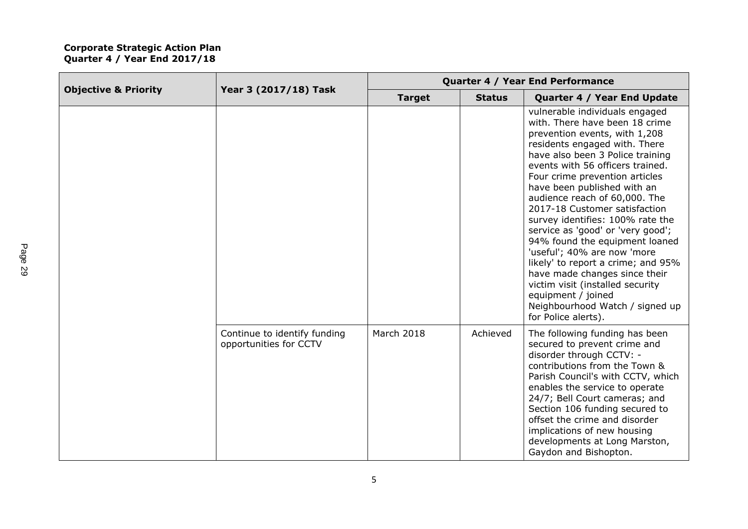**Corporate Strategic Action Plan**
**Quarter 4 / Year End 2017/18**

| Objective & Priority | Year 3 (2017/18) Task | Quarter 4 / Year End Performance | | |
|---|---|---|---|---|
| | | **Target** | **Status** | **Quarter 4 / Year End Update** |
| | | | | vulnerable individuals engaged with. There have been 18 crime prevention events, with 1,208 residents engaged with. There have also been 3 Police training events with 56 officers trained. Four crime prevention articles have been published with an audience reach of 60,000. The 2017-18 Customer satisfaction survey identifies: 100% rate the service as 'good' or 'very good'; 94% found the equipment loaned 'useful'; 40% are now 'more likely' to report a crime; and 95% have made changes since their victim visit (installed security equipment / joined Neighbourhood Watch / signed up for Police alerts). |
| | Continue to identify funding opportunities for CCTV | March 2018 | Achieved | The following funding has been secured to prevent crime and disorder through CCTV: - contributions from the Town & Parish Council's with CCTV, which enables the service to operate 24/7; Bell Court cameras; and Section 106 funding secured to offset the crime and disorder implications of new housing developments at Long Marston, Gaydon and Bishopton. |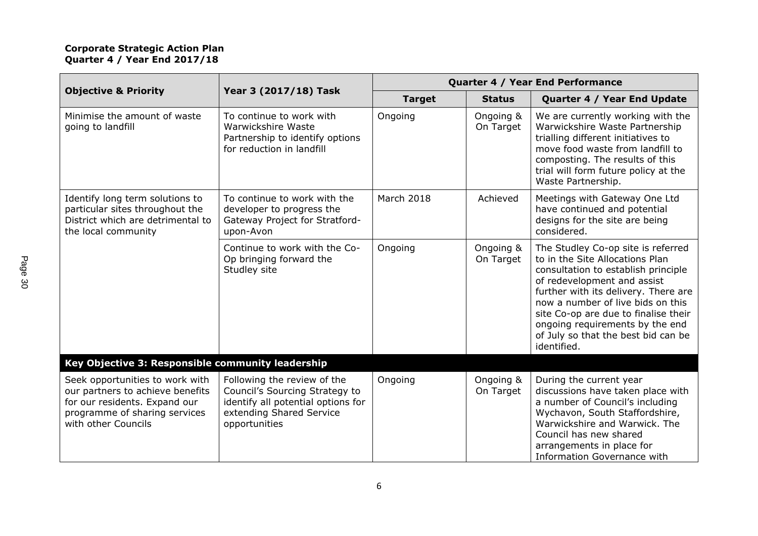**Corporate Strategic Action Plan**
**Quarter 4 / Year End 2017/18**

| Objective & Priority | Year 3 (2017/18) Task | Quarter 4 / Year End Performance | | |
|---|---|---|---|---|
| | | **Target** | **Status** | **Quarter 4 / Year End Update** |
| Minimise the amount of waste going to landfill | To continue to work with Warwickshire Waste Partnership to identify options for reduction in landfill | Ongoing | Ongoing & On Target | We are currently working with the Warwickshire Waste Partnership trialling different initiatives to move food waste from landfill to composting. The results of this trial will form future policy at the Waste Partnership. |
| Identify long term solutions to particular sites throughout the District which are detrimental to the local community | To continue to work with the developer to progress the Gateway Project for Stratford-upon-Avon | March 2018 | Achieved | Meetings with Gateway One Ltd have continued and potential designs for the site are being considered. |
| | Continue to work with the Co-Op bringing forward the Studley site | Ongoing | Ongoing & On Target | The Studley Co-op site is referred to in the Site Allocations Plan consultation to establish principle of redevelopment and assist further with its delivery. There are now a number of live bids on this site Co-op are due to finalise their ongoing requirements by the end of July so that the best bid can be identified. |
| **Key Objective 3: Responsible community leadership** | | | | |
| Seek opportunities to work with our partners to achieve benefits for our residents. Expand our programme of sharing services with other Councils | Following the review of the Council's Sourcing Strategy to identify all potential options for extending Shared Service opportunities | Ongoing | Ongoing & On Target | During the current year discussions have taken place with a number of Council's including Wychavon, South Staffordshire, Warwickshire and Warwick. The Council has new shared arrangements in place for Information Governance with |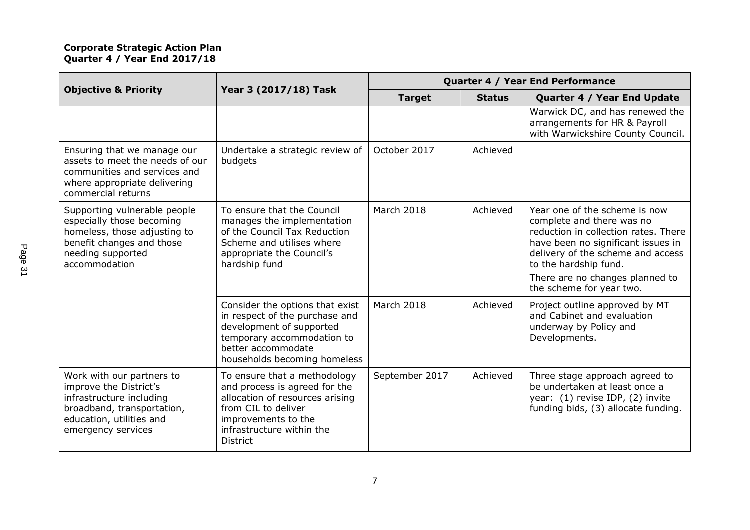**Corporate Strategic Action Plan**
**Quarter 4 / Year End 2017/18**

| Objective & Priority | Year 3 (2017/18) Task | Quarter 4 / Year End Performance | | |
|---|---|---|---|---|
| | | Target | Status | Quarter 4 / Year End Update |
| | | | | Warwick DC, and has renewed the arrangements for HR & Payroll with Warwickshire County Council. |
| Ensuring that we manage our assets to meet the needs of our communities and services and where appropriate delivering commercial returns | Undertake a strategic review of budgets | October 2017 | Achieved | |
| Supporting vulnerable people especially those becoming homeless, those adjusting to benefit changes and those needing supported accommodation | To ensure that the Council manages the implementation of the Council Tax Reduction Scheme and utilises where appropriate the Council's hardship fund | March 2018 | Achieved | Year one of the scheme is now complete and there was no reduction in collection rates. There have been no significant issues in delivery of the scheme and access to the hardship fund. There are no changes planned to the scheme for year two. |
| | Consider the options that exist in respect of the purchase and development of supported temporary accommodation to better accommodate households becoming homeless | March 2018 | Achieved | Project outline approved by MT and Cabinet and evaluation underway by Policy and Developments. |
| Work with our partners to improve the District's infrastructure including broadband, transportation, education, utilities and emergency services | To ensure that a methodology and process is agreed for the allocation of resources arising from CIL to deliver improvements to the infrastructure within the District | September 2017 | Achieved | Three stage approach agreed to be undertaken at least once a year: (1) revise IDP, (2) invite funding bids, (3) allocate funding. |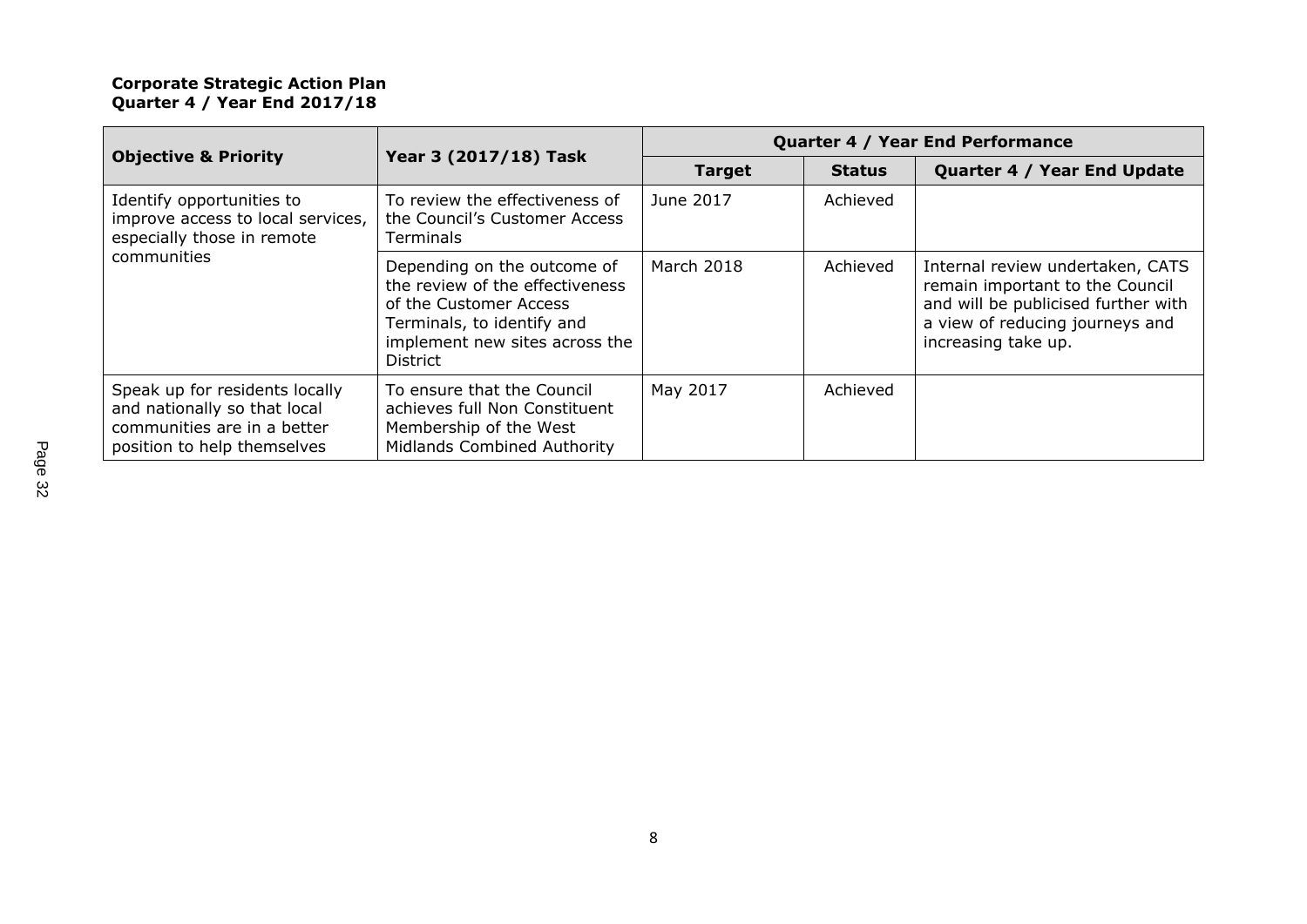**Corporate Strategic Action Plan**
**Quarter 4 / Year End 2017/18**

| Objective & Priority | Year 3 (2017/18) Task | Quarter 4 / Year End Performance | | |
|---|---|---|---|---|
| | | **Target** | **Status** | **Quarter 4 / Year End Update** |
| Identify opportunities to improve access to local services, especially those in remote communities | To review the effectiveness of the Council's Customer Access Terminals | June 2017 | Achieved | |
| | Depending on the outcome of the review of the effectiveness of the Customer Access Terminals, to identify and implement new sites across the District | March 2018 | Achieved | Internal review undertaken, CATS remain important to the Council and will be publicised further with a view of reducing journeys and increasing take up. |
| Speak up for residents locally and nationally so that local communities are in a better position to help themselves | To ensure that the Council achieves full Non Constituent Membership of the West Midlands Combined Authority | May 2017 | Achieved | |